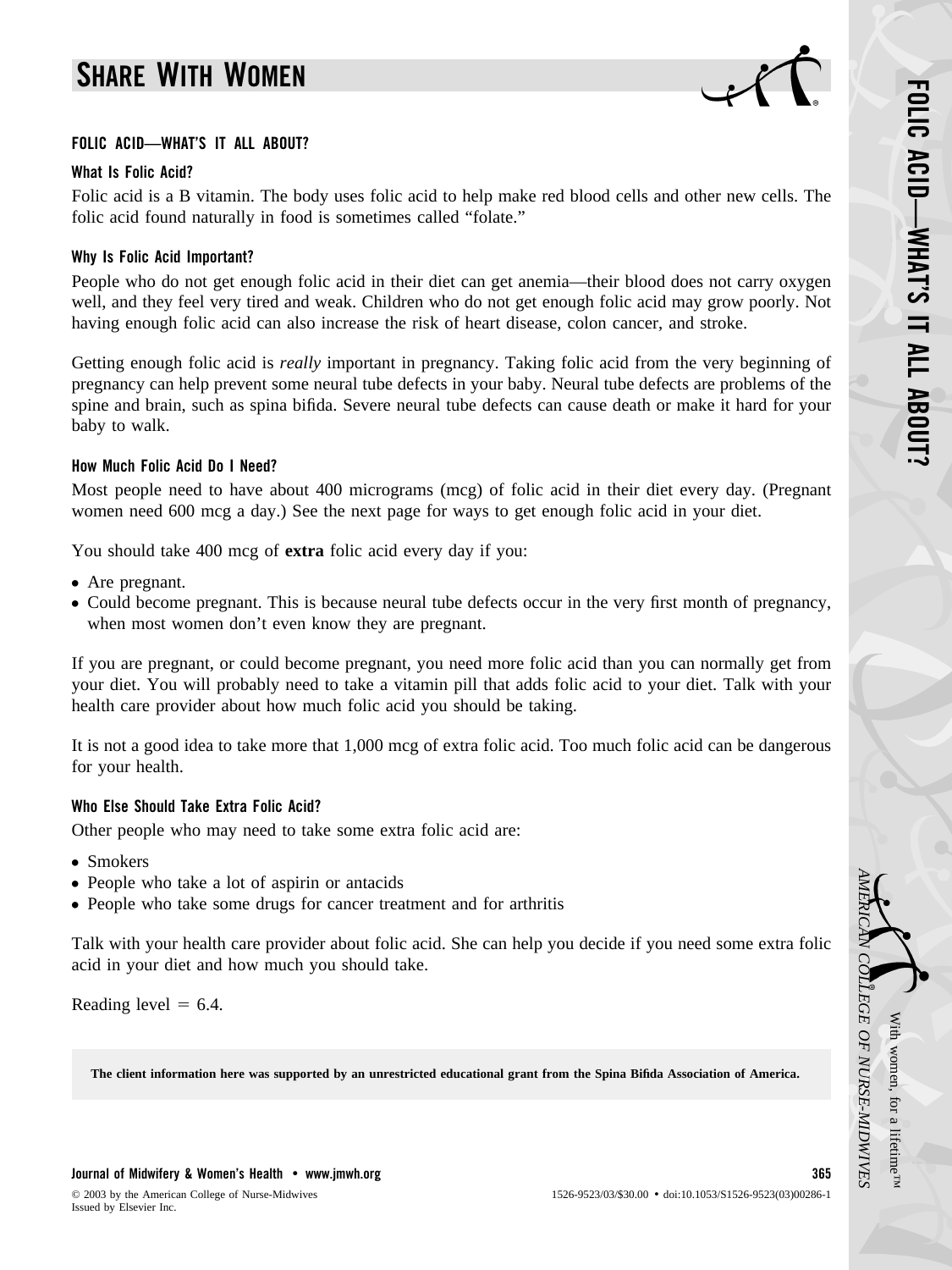# SHARE WITH WOMEN

## FOLIC ACID—WHAT'S IT ALL ABOUT?

### What Is Folic Acid?

Folic acid is a B vitamin. The body uses folic acid to help make red blood cells and other new cells. The folic acid found naturally in food is sometimes called "folate."

### Why Is Folic Acid Important?

People who do not get enough folic acid in their diet can get anemia—their blood does not carry oxygen well, and they feel very tired and weak. Children who do not get enough folic acid may grow poorly. Not having enough folic acid can also increase the risk of heart disease, colon cancer, and stroke.

Getting enough folic acid is *really* important in pregnancy. Taking folic acid from the very beginning of pregnancy can help prevent some neural tube defects in your baby. Neural tube defects are problems of the spine and brain, such as spina bifida. Severe neural tube defects can cause death or make it hard for your baby to walk.

### How Much Folic Acid Do I Need?

Most people need to have about 400 micrograms (mcg) of folic acid in their diet every day. (Pregnant women need 600 mcg a day.) See the next page for ways to get enough folic acid in your diet.

You should take 400 mcg of **extra** folic acid every day if you:

- Are pregnant.
- Could become pregnant. This is because neural tube defects occur in the very first month of pregnancy, when most women don't even know they are pregnant.

If you are pregnant, or could become pregnant, you need more folic acid than you can normally get from your diet. You will probably need to take a vitamin pill that adds folic acid to your diet. Talk with your health care provider about how much folic acid you should be taking.

It is not a good idea to take more that 1,000 mcg of extra folic acid. Too much folic acid can be dangerous for your health.

### Who Else Should Take Extra Folic Acid?

Other people who may need to take some extra folic acid are:

- Smokers
- People who take a lot of aspirin or antacids
- People who take some drugs for cancer treatment and for arthritis

Talk with your health care provider about folic acid. She can help you decide if you need some extra folic acid in your diet and how much you should take.

Reading level = 6.4.

**The client information here was supported by an unrestricted educational grant from the Spina Bifida Association of America.**

With women, for a lifetime™
*AMERICAN COLLEGE OF NURSE-MIDWIVES*

© 2003 by the American College of Nurse-Midwives
Issued by Elsevier Inc.

1526-9523/03/$30.00 • doi:10.1053/S1526-9523(03)00286-1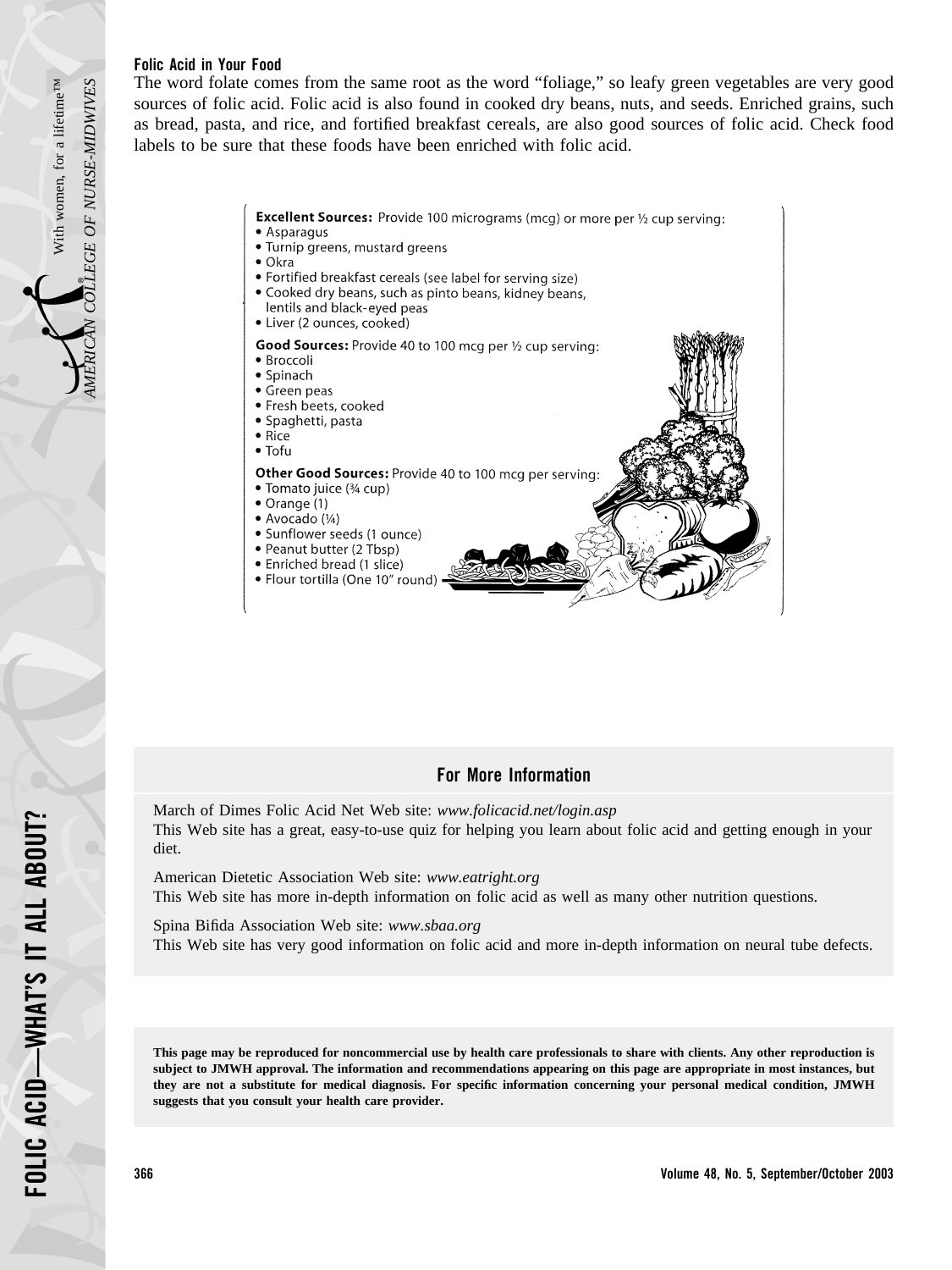### Folic Acid in Your Food

The word folate comes from the same root as the word "foliage," so leafy green vegetables are very good sources of folic acid. Folic acid is also found in cooked dry beans, nuts, and seeds. Enriched grains, such as bread, pasta, and rice, and fortified breakfast cereals, are also good sources of folic acid. Check food labels to be sure that these foods have been enriched with folic acid.

**Excellent Sources:** Provide 100 micrograms (mcg) or more per ½ cup serving:

- Asparagus
- Turnip greens, mustard greens
- Okra
- Fortified breakfast cereals (see label for serving size)
- Cooked dry beans, such as pinto beans, kidney beans, lentils and black-eyed peas
- Liver (2 ounces, cooked)

**Good Sources:** Provide 40 to 100 mcg per ½ cup serving:

- Broccoli
- Spinach
- Green peas
- Fresh beets, cooked
- Spaghetti, pasta
- Rice
- Tofu

**Other Good Sources:** Provide 40 to 100 mcg per serving:

- Tomato juice (¾ cup)
- Orange (1)
- Avocado (¼)
- Sunflower seeds (1 ounce)
- Peanut butter (2 Tbsp)
- Enriched bread (1 slice)
- Flour tortilla (One 10" round)

### For More Information

March of Dimes Folic Acid Net Web site: *www.folicacid.net/login.asp*
This Web site has a great, easy-to-use quiz for helping you learn about folic acid and getting enough in your diet.

American Dietetic Association Web site: *www.eatright.org*
This Web site has more in-depth information on folic acid as well as many other nutrition questions.

Spina Bifida Association Web site: *www.sbaa.org*
This Web site has very good information on folic acid and more in-depth information on neural tube defects.

**This page may be reproduced for noncommercial use by health care professionals to share with clients. Any other reproduction is subject to JMWH approval. The information and recommendations appearing on this page are appropriate in most instances, but they are not a substitute for medical diagnosis. For specific information concerning your personal medical condition, JMWH suggests that you consult your health care provider.**